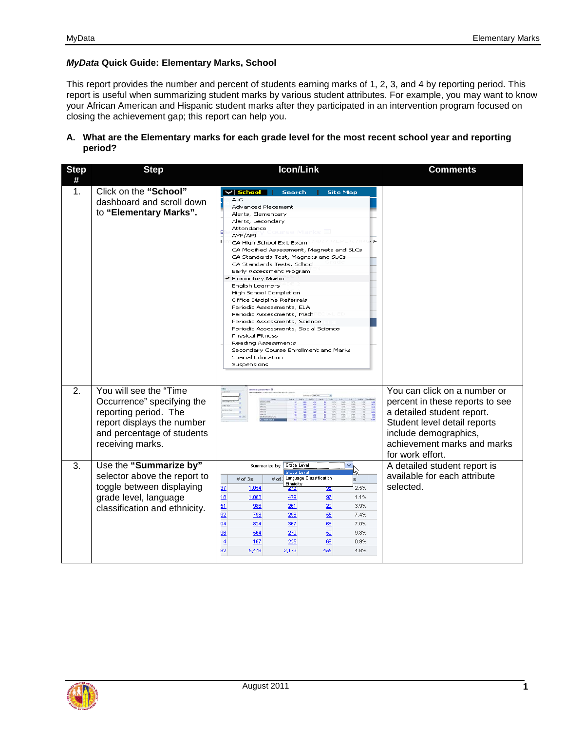**_MyData_ Quick Guide: Elementary Marks, School**

This report provides the number and percent of students earning marks of 1, 2, 3, and 4 by reporting period. This report is useful when summarizing student marks by various student attributes. For example, you may want to know your African American and Hispanic student marks after they participated in an intervention program focused on closing the achievement gap; this report can help you.

**A. What are the Elementary marks for each grade level for the most recent school year and reporting period?**

| Step # | Step | Icon/Link | Comments |
|---|---|---|---|
| 1. | Click on the **"School"** dashboard and scroll down to **"Elementary Marks".** | School · Search · Site Map: A-G, Advanced Placement, Alerts, Elementary, Alerts, Secondary, Attendance, AYP/API, CA High School Exit Exam, CA Modified Assessment, Magnets and SLCs, CA Standards Test, Magnets and SLCs, CA Standards Tests, School, Early Assessment Program, Elementary Marks, English Learners, High School Completion, Office Discipline Referrals, Periodic Assessments, ELA, Periodic Assessments, Math, Periodic Assessments, Science, Periodic Assessments, Social Science, Physical Fitness, Reading Assessments, Secondary Course Enrollment and Marks, Special Education, Suspensions | |
| 2. | You will see the "Time Occurrence" specifying the reporting period. The report displays the number and percentage of students receiving marks. | | You can click on a number or percent in these reports to see a detailed student report. Student level detail reports include demographics, achievement marks and marks for work effort. |
| 3. | Use the **"Summarize by"** selector above the report to toggle between displaying grade level, language classification and ethnicity. | Summarize by: Grade Level / Language Classification / Ethnicity | A detailed student report is available for each attribute selected. |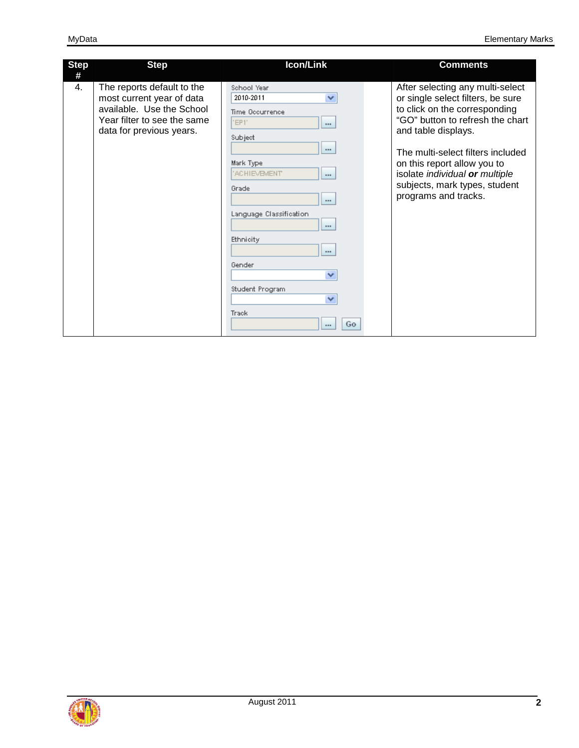| Step # | Step | Icon/Link | Comments |
| --- | --- | --- | --- |
| 4. | The reports default to the most current year of data available. Use the School Year filter to see the same data for previous years. | School Year 2010-2011<br>Time Occurrence 'EP1'<br>Subject<br>Mark Type 'ACHIEVEMENT'<br>Grade<br>Language Classification<br>Ethnicity<br>Gender<br>Student Program<br>Track<br>Go | After selecting any multi-select or single select filters, be sure to click on the corresponding "GO" button to refresh the chart and table displays.<br><br>The multi-select filters included on this report allow you to isolate *individual **or** multiple* subjects, mark types, student programs and tracks. |

August 2011